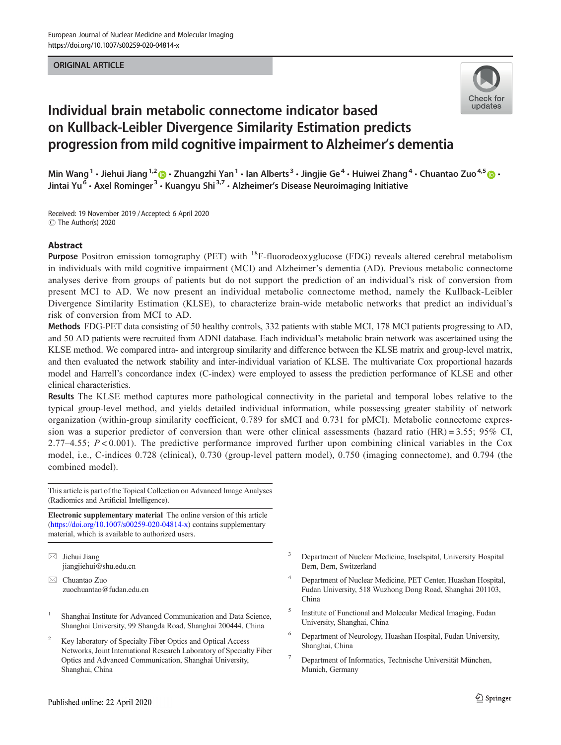ORIGINAL ARTICLE

# Individual brain metabolic connectome indicator based on Kullback-Leibler Divergence Similarity Estimation predicts progression from mild cognitive impairment to Alzheimer's dementia

Min Wang[1] · Jiehui Jiang[1,2] · Zhuangzhi Yan[1] · Ian Alberts[3] · Jingjie Ge[4] · Huiwei Zhang[4] · Chuantao Zuo[4,5] · Jintai Yu[6] · Axel Rominger[3] · Kuangyu Shi[3,7] · Alzheimer's Disease Neuroimaging Initiative

Received: 19 November 2019 / Accepted: 6 April 2020
© The Author(s) 2020

## Abstract

**Purpose** Positron emission tomography (PET) with $^{18}$F-fluorodeoxyglucose (FDG) reveals altered cerebral metabolism in individuals with mild cognitive impairment (MCI) and Alzheimer's dementia (AD). Previous metabolic connectome analyses derive from groups of patients but do not support the prediction of an individual's risk of conversion from present MCI to AD. We now present an individual metabolic connectome method, namely the Kullback-Leibler Divergence Similarity Estimation (KLSE), to characterize brain-wide metabolic networks that predict an individual's risk of conversion from MCI to AD.

**Methods** FDG-PET data consisting of 50 healthy controls, 332 patients with stable MCI, 178 MCI patients progressing to AD, and 50 AD patients were recruited from ADNI database. Each individual's metabolic brain network was ascertained using the KLSE method. We compared intra- and intergroup similarity and difference between the KLSE matrix and group-level matrix, and then evaluated the network stability and inter-individual variation of KLSE. The multivariate Cox proportional hazards model and Harrell's concordance index (C-index) were employed to assess the prediction performance of KLSE and other clinical characteristics.

**Results** The KLSE method captures more pathological connectivity in the parietal and temporal lobes relative to the typical group-level method, and yields detailed individual information, while possessing greater stability of network organization (within-group similarity coefficient, 0.789 for sMCI and 0.731 for pMCI). Metabolic connectome expression was a superior predictor of conversion than were other clinical assessments (hazard ratio (HR) = 3.55; 95% CI, 2.77–4.55; $P < 0.001$). The predictive performance improved further upon combining clinical variables in the Cox model, i.e., C-indices 0.728 (clinical), 0.730 (group-level pattern model), 0.750 (imaging connectome), and 0.794 (the combined model).

This article is part of the Topical Collection on Advanced Image Analyses (Radiomics and Artificial Intelligence).

**Electronic supplementary material** The online version of this article (https://doi.org/10.1007/s00259-020-04814-x) contains supplementary material, which is available to authorized users.

✉ Jiehui Jiang
jiangjiehui@shu.edu.cn

✉ Chuantao Zuo
zuochuantao@fudan.edu.cn

1 Shanghai Institute for Advanced Communication and Data Science, Shanghai University, 99 Shangda Road, Shanghai 200444, China

2 Key laboratory of Specialty Fiber Optics and Optical Access Networks, Joint International Research Laboratory of Specialty Fiber Optics and Advanced Communication, Shanghai University, Shanghai, China

3 Department of Nuclear Medicine, Inselspital, University Hospital Bern, Bern, Switzerland

4 Department of Nuclear Medicine, PET Center, Huashan Hospital, Fudan University, 518 Wuzhong Dong Road, Shanghai 201103, China

5 Institute of Functional and Molecular Medical Imaging, Fudan University, Shanghai, China

6 Department of Neurology, Huashan Hospital, Fudan University, Shanghai, China

7 Department of Informatics, Technische Universität München, Munich, Germany

Published online: 22 April 2020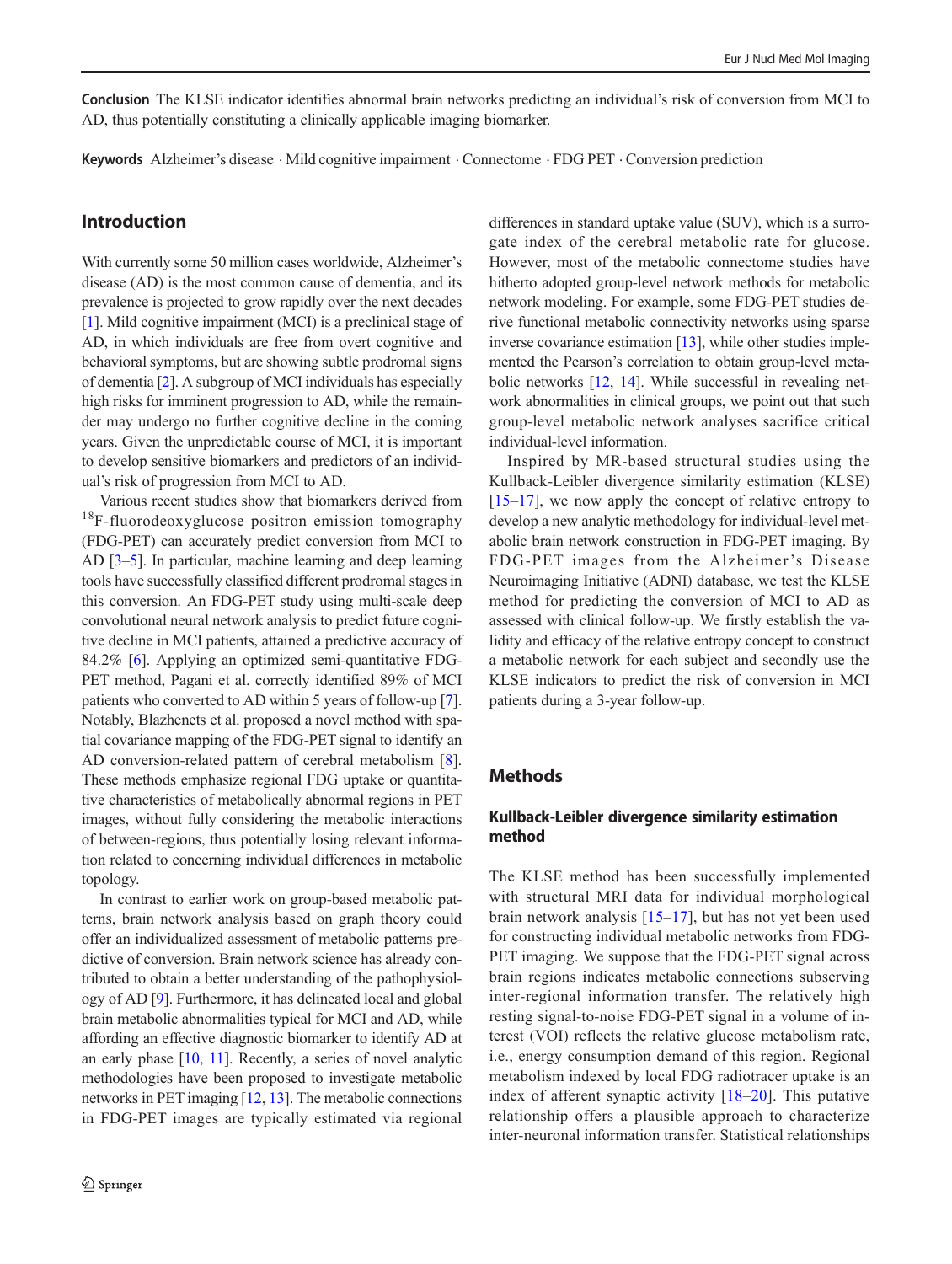**Conclusion** The KLSE indicator identifies abnormal brain networks predicting an individual's risk of conversion from MCI to AD, thus potentially constituting a clinically applicable imaging biomarker.

**Keywords** Alzheimer's disease · Mild cognitive impairment · Connectome · FDG PET · Conversion prediction

## Introduction

With currently some 50 million cases worldwide, Alzheimer's disease (AD) is the most common cause of dementia, and its prevalence is projected to grow rapidly over the next decades [1]. Mild cognitive impairment (MCI) is a preclinical stage of AD, in which individuals are free from overt cognitive and behavioral symptoms, but are showing subtle prodromal signs of dementia [2]. A subgroup of MCI individuals has especially high risks for imminent progression to AD, while the remainder may undergo no further cognitive decline in the coming years. Given the unpredictable course of MCI, it is important to develop sensitive biomarkers and predictors of an individual's risk of progression from MCI to AD.

Various recent studies show that biomarkers derived from $^{18}$F-fluorodeoxyglucose positron emission tomography (FDG-PET) can accurately predict conversion from MCI to AD [3–5]. In particular, machine learning and deep learning tools have successfully classified different prodromal stages in this conversion. An FDG-PET study using multi-scale deep convolutional neural network analysis to predict future cognitive decline in MCI patients, attained a predictive accuracy of 84.2% [6]. Applying an optimized semi-quantitative FDG-PET method, Pagani et al. correctly identified 89% of MCI patients who converted to AD within 5 years of follow-up [7]. Notably, Blazhenets et al. proposed a novel method with spatial covariance mapping of the FDG-PET signal to identify an AD conversion-related pattern of cerebral metabolism [8]. These methods emphasize regional FDG uptake or quantitative characteristics of metabolically abnormal regions in PET images, without fully considering the metabolic interactions of between-regions, thus potentially losing relevant information related to concerning individual differences in metabolic topology.

In contrast to earlier work on group-based metabolic patterns, brain network analysis based on graph theory could offer an individualized assessment of metabolic patterns predictive of conversion. Brain network science has already contributed to obtain a better understanding of the pathophysiology of AD [9]. Furthermore, it has delineated local and global brain metabolic abnormalities typical for MCI and AD, while affording an effective diagnostic biomarker to identify AD at an early phase [10, 11]. Recently, a series of novel analytic methodologies have been proposed to investigate metabolic networks in PET imaging [12, 13]. The metabolic connections in FDG-PET images are typically estimated via regional differences in standard uptake value (SUV), which is a surrogate index of the cerebral metabolic rate for glucose. However, most of the metabolic connectome studies have hitherto adopted group-level network methods for metabolic network modeling. For example, some FDG-PET studies derive functional metabolic connectivity networks using sparse inverse covariance estimation [13], while other studies implemented the Pearson's correlation to obtain group-level metabolic networks [12, 14]. While successful in revealing network abnormalities in clinical groups, we point out that such group-level metabolic network analyses sacrifice critical individual-level information.

Inspired by MR-based structural studies using the Kullback-Leibler divergence similarity estimation (KLSE) [15–17], we now apply the concept of relative entropy to develop a new analytic methodology for individual-level metabolic brain network construction in FDG-PET imaging. By FDG-PET images from the Alzheimer's Disease Neuroimaging Initiative (ADNI) database, we test the KLSE method for predicting the conversion of MCI to AD as assessed with clinical follow-up. We firstly establish the validity and efficacy of the relative entropy concept to construct a metabolic network for each subject and secondly use the KLSE indicators to predict the risk of conversion in MCI patients during a 3-year follow-up.

## Methods

### Kullback-Leibler divergence similarity estimation method

The KLSE method has been successfully implemented with structural MRI data for individual morphological brain network analysis [15–17], but has not yet been used for constructing individual metabolic networks from FDG-PET imaging. We suppose that the FDG-PET signal across brain regions indicates metabolic connections subserving inter-regional information transfer. The relatively high resting signal-to-noise FDG-PET signal in a volume of interest (VOI) reflects the relative glucose metabolism rate, i.e., energy consumption demand of this region. Regional metabolism indexed by local FDG radiotracer uptake is an index of afferent synaptic activity [18–20]. This putative relationship offers a plausible approach to characterize inter-neuronal information transfer. Statistical relationships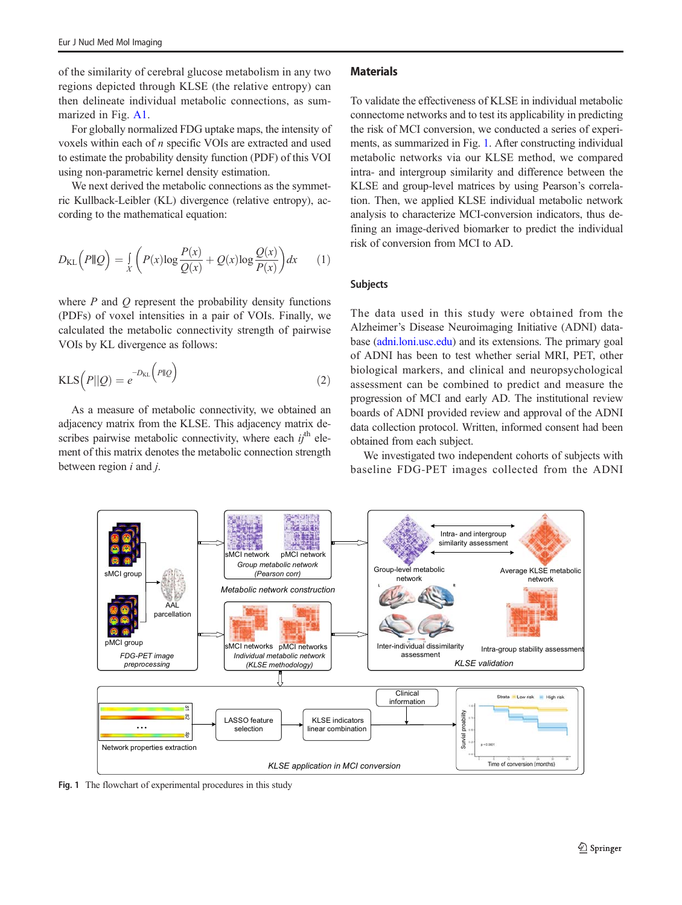of the similarity of cerebral glucose metabolism in any two regions depicted through KLSE (the relative entropy) can then delineate individual metabolic connections, as summarized in Fig. A1.

For globally normalized FDG uptake maps, the intensity of voxels within each of $n$ specific VOIs are extracted and used to estimate the probability density function (PDF) of this VOI using non-parametric kernel density estimation.

We next derived the metabolic connections as the symmetric Kullback-Leibler (KL) divergence (relative entropy), according to the mathematical equation:

$$D_{\mathrm{KL}}\left(P\|Q\right) = \int_X \left(P(x)\log\frac{P(x)}{Q(x)} + Q(x)\log\frac{Q(x)}{P(x)}\right)dx \quad (1)$$

where $P$ and $Q$ represent the probability density functions (PDFs) of voxel intensities in a pair of VOIs. Finally, we calculated the metabolic connectivity strength of pairwise VOIs by KL divergence as follows:

$$\mathrm{KLS}\left(P\|Q\right) = e^{-D_{\mathrm{KL}}\left(P\|Q\right)} \quad (2)$$

As a measure of metabolic connectivity, we obtained an adjacency matrix from the KLSE. This adjacency matrix describes pairwise metabolic connectivity, where each $ij^{\mathrm{th}}$ element of this matrix denotes the metabolic connection strength between region $i$ and $j$.

## Materials

To validate the effectiveness of KLSE in individual metabolic connectome networks and to test its applicability in predicting the risk of MCI conversion, we conducted a series of experiments, as summarized in Fig. 1. After constructing individual metabolic networks via our KLSE method, we compared intra- and intergroup similarity and difference between the KLSE and group-level matrices by using Pearson's correlation. Then, we applied KLSE individual metabolic network analysis to characterize MCI-conversion indicators, thus defining an image-derived biomarker to predict the individual risk of conversion from MCI to AD.

### Subjects

The data used in this study were obtained from the Alzheimer's Disease Neuroimaging Initiative (ADNI) database (adni.loni.usc.edu) and its extensions. The primary goal of ADNI has been to test whether serial MRI, PET, other biological markers, and clinical and neuropsychological assessment can be combined to predict and measure the progression of MCI and early AD. The institutional review boards of ADNI provided review and approval of the ADNI data collection protocol. Written, informed consent had been obtained from each subject.

We investigated two independent cohorts of subjects with baseline FDG-PET images collected from the ADNI

**Fig. 1** The flowchart of experimental procedures in this study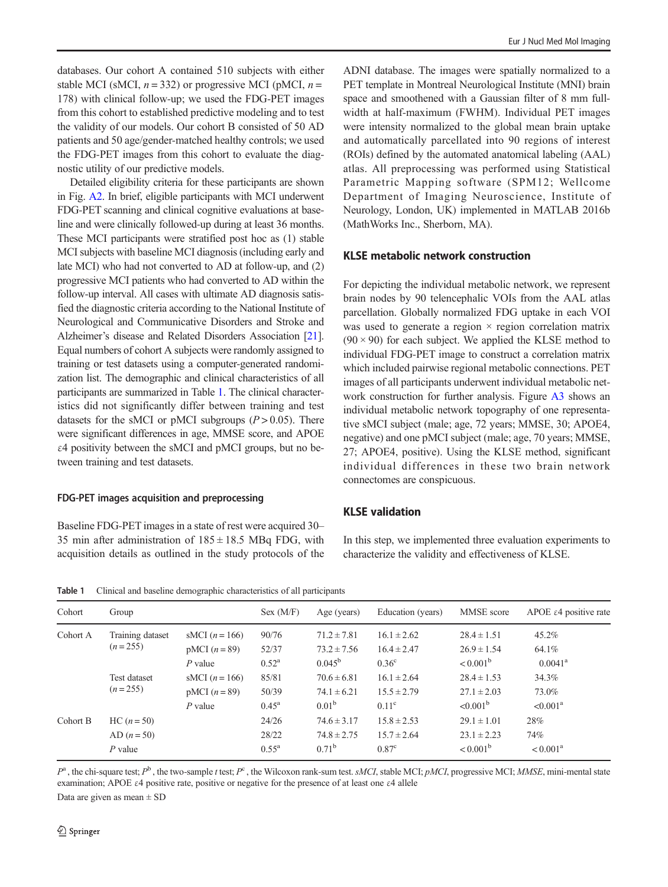databases. Our cohort A contained 510 subjects with either stable MCI (sMCI, $n = 332$) or progressive MCI (pMCI, $n = 178$) with clinical follow-up; we used the FDG-PET images from this cohort to established predictive modeling and to test the validity of our models. Our cohort B consisted of 50 AD patients and 50 age/gender-matched healthy controls; we used the FDG-PET images from this cohort to evaluate the diagnostic utility of our predictive models.

Detailed eligibility criteria for these participants are shown in Fig. A2. In brief, eligible participants with MCI underwent FDG-PET scanning and clinical cognitive evaluations at baseline and were clinically followed-up during at least 36 months. These MCI participants were stratified post hoc as (1) stable MCI subjects with baseline MCI diagnosis (including early and late MCI) who had not converted to AD at follow-up, and (2) progressive MCI patients who had converted to AD within the follow-up interval. All cases with ultimate AD diagnosis satisfied the diagnostic criteria according to the National Institute of Neurological and Communicative Disorders and Stroke and Alzheimer's disease and Related Disorders Association [21]. Equal numbers of cohort A subjects were randomly assigned to training or test datasets using a computer-generated randomization list. The demographic and clinical characteristics of all participants are summarized in Table 1. The clinical characteristics did not significantly differ between training and test datasets for the sMCI or pMCI subgroups ($P > 0.05$). There were significant differences in age, MMSE score, and APOE $\varepsilon4$ positivity between the sMCI and pMCI groups, but no between training and test datasets.

### FDG-PET images acquisition and preprocessing

Baseline FDG-PET images in a state of rest were acquired 30–35 min after administration of $185 \pm 18.5$ MBq FDG, with acquisition details as outlined in the study protocols of the ADNI database. The images were spatially normalized to a PET template in Montreal Neurological Institute (MNI) brain space and smoothened with a Gaussian filter of 8 mm full-width at half-maximum (FWHM). Individual PET images were intensity normalized to the global mean brain uptake and automatically parcellated into 90 regions of interest (ROIs) defined by the automated anatomical labeling (AAL) atlas. All preprocessing was performed using Statistical Parametric Mapping software (SPM12; Wellcome Department of Imaging Neuroscience, Institute of Neurology, London, UK) implemented in MATLAB 2016b (MathWorks Inc., Sherborn, MA).

## KLSE metabolic network construction

For depicting the individual metabolic network, we represent brain nodes by 90 telencephalic VOIs from the AAL atlas parcellation. Globally normalized FDG uptake in each VOI was used to generate a region × region correlation matrix ($90 \times 90$) for each subject. We applied the KLSE method to individual FDG-PET image to construct a correlation matrix which included pairwise regional metabolic connections. PET images of all participants underwent individual metabolic network construction for further analysis. Figure A3 shows an individual metabolic network topography of one representative sMCI subject (male; age, 72 years; MMSE, 30; APOE4, negative) and one pMCI subject (male; age, 70 years; MMSE, 27; APOE4, positive). Using the KLSE method, significant individual differences in these two brain network connectomes are conspicuous.

## KLSE validation

In this step, we implemented three evaluation experiments to characterize the validity and effectiveness of KLSE.

**Table 1** Clinical and baseline demographic characteristics of all participants

| Cohort | Group | | Sex (M/F) | Age (years) | Education (years) | MMSE score | APOE $\varepsilon4$ positive rate |
|---|---|---|---|---|---|---|---|
| Cohort A | Training dataset ($n = 255$) | sMCI ($n = 166$) | 90/76 | $71.2 \pm 7.81$ | $16.1 \pm 2.62$ | $28.4 \pm 1.51$ | 45.2% |
| | | pMCI ($n = 89$) | 52/37 | $73.2 \pm 7.56$ | $16.4 \pm 2.47$ | $26.9 \pm 1.54$ | 64.1% |
| | | $P$ value | $0.52^{a}$ | $0.045^{b}$ | $0.36^{c}$ | $< 0.001^{b}$ | $0.0041^{a}$ |
| | Test dataset ($n = 255$) | sMCI ($n = 166$) | 85/81 | $70.6 \pm 6.81$ | $16.1 \pm 2.64$ | $28.4 \pm 1.53$ | 34.3% |
| | | pMCI ($n = 89$) | 50/39 | $74.1 \pm 6.21$ | $15.5 \pm 2.79$ | $27.1 \pm 2.03$ | 73.0% |
| | | $P$ value | $0.45^{a}$ | $0.01^{b}$ | $0.11^{c}$ | $<0.001^{b}$ | $<0.001^{a}$ |
| Cohort B | HC ($n = 50$) | | 24/26 | $74.6 \pm 3.17$ | $15.8 \pm 2.53$ | $29.1 \pm 1.01$ | 28% |
| | AD ($n = 50$) | | 28/22 | $74.8 \pm 2.75$ | $15.7 \pm 2.64$ | $23.1 \pm 2.23$ | 74% |
| | $P$ value | | $0.55^{a}$ | $0.71^{b}$ | $0.87^{c}$ | $< 0.001^{b}$ | $< 0.001^{a}$ |

$P^{a}$, the chi-square test; $P^{b}$, the two-sample $t$ test; $P^{c}$, the Wilcoxon rank-sum test. *sMCI*, stable MCI; *pMCI*, progressive MCI; *MMSE*, mini-mental state examination; APOE $\varepsilon4$ positive rate, positive or negative for the presence of at least one $\varepsilon4$ allele

Data are given as mean ± SD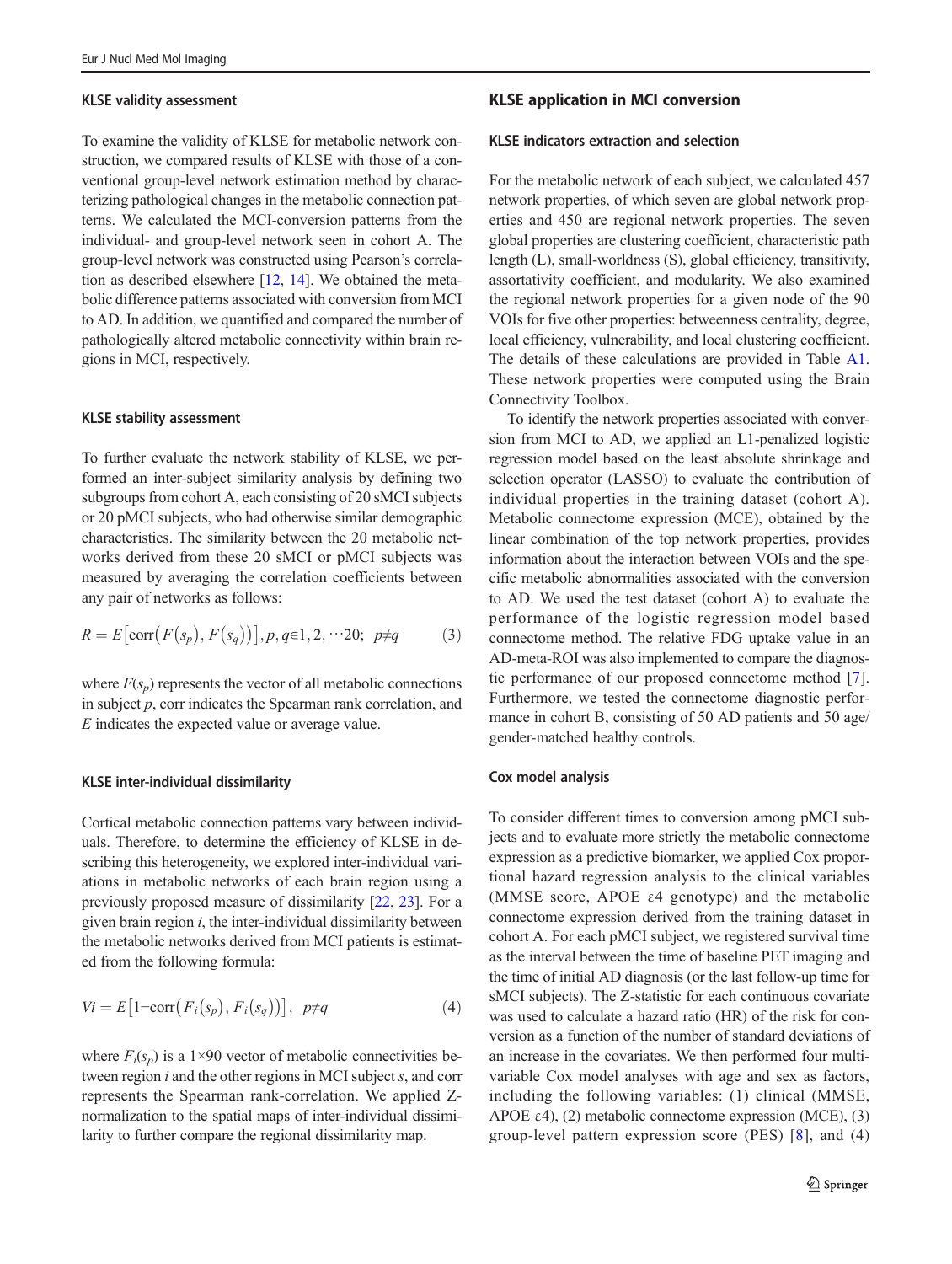### KLSE validity assessment

To examine the validity of KLSE for metabolic network construction, we compared results of KLSE with those of a conventional group-level network estimation method by characterizing pathological changes in the metabolic connection patterns. We calculated the MCI-conversion patterns from the individual- and group-level network seen in cohort A. The group-level network was constructed using Pearson's correlation as described elsewhere [12, 14]. We obtained the metabolic difference patterns associated with conversion from MCI to AD. In addition, we quantified and compared the number of pathologically altered metabolic connectivity within brain regions in MCI, respectively.

### KLSE stability assessment

To further evaluate the network stability of KLSE, we performed an inter-subject similarity analysis by defining two subgroups from cohort A, each consisting of 20 sMCI subjects or 20 pMCI subjects, who had otherwise similar demographic characteristics. The similarity between the 20 metabolic networks derived from these 20 sMCI or pMCI subjects was measured by averaging the correlation coefficients between any pair of networks as follows:

$$R = E\left[\mathrm{corr}\left(F(s_p), F(s_q)\right)\right], p, q \in 1, 2, \cdots 20;\ p \neq q \qquad (3)$$

where $F(s_p)$ represents the vector of all metabolic connections in subject $p$, corr indicates the Spearman rank correlation, and $E$ indicates the expected value or average value.

### KLSE inter-individual dissimilarity

Cortical metabolic connection patterns vary between individuals. Therefore, to determine the efficiency of KLSE in describing this heterogeneity, we explored inter-individual variations in metabolic networks of each brain region using a previously proposed measure of dissimilarity [22, 23]. For a given brain region $i$, the inter-individual dissimilarity between the metabolic networks derived from MCI patients is estimated from the following formula:

$$Vi = E\left[1 - \mathrm{corr}\left(F_i(s_p), F_i(s_q)\right)\right],\ p \neq q \qquad (4)$$

where $F_i(s_p)$ is a $1 \times 90$ vector of metabolic connectivities between region $i$ and the other regions in MCI subject $s$, and corr represents the Spearman rank-correlation. We applied Z-normalization to the spatial maps of inter-individual dissimilarity to further compare the regional dissimilarity map.

## KLSE application in MCI conversion

### KLSE indicators extraction and selection

For the metabolic network of each subject, we calculated 457 network properties, of which seven are global network properties and 450 are regional network properties. The seven global properties are clustering coefficient, characteristic path length (L), small-worldness (S), global efficiency, transitivity, assortativity coefficient, and modularity. We also examined the regional network properties for a given node of the 90 VOIs for five other properties: betweenness centrality, degree, local efficiency, vulnerability, and local clustering coefficient. The details of these calculations are provided in Table A1. These network properties were computed using the Brain Connectivity Toolbox.

To identify the network properties associated with conversion from MCI to AD, we applied an L1-penalized logistic regression model based on the least absolute shrinkage and selection operator (LASSO) to evaluate the contribution of individual properties in the training dataset (cohort A). Metabolic connectome expression (MCE), obtained by the linear combination of the top network properties, provides information about the interaction between VOIs and the specific metabolic abnormalities associated with the conversion to AD. We used the test dataset (cohort A) to evaluate the performance of the logistic regression model based connectome method. The relative FDG uptake value in an AD-meta-ROI was also implemented to compare the diagnostic performance of our proposed connectome method [7]. Furthermore, we tested the connectome diagnostic performance in cohort B, consisting of 50 AD patients and 50 age/gender-matched healthy controls.

### Cox model analysis

To consider different times to conversion among pMCI subjects and to evaluate more strictly the metabolic connectome expression as a predictive biomarker, we applied Cox proportional hazard regression analysis to the clinical variables (MMSE score, APOE $\varepsilon 4$ genotype) and the metabolic connectome expression derived from the training dataset in cohort A. For each pMCI subject, we registered survival time as the interval between the time of baseline PET imaging and the time of initial AD diagnosis (or the last follow-up time for sMCI subjects). The Z-statistic for each continuous covariate was used to calculate a hazard ratio (HR) of the risk for conversion as a function of the number of standard deviations of an increase in the covariates. We then performed four multivariable Cox model analyses with age and sex as factors, including the following variables: (1) clinical (MMSE, APOE $\varepsilon 4$), (2) metabolic connectome expression (MCE), (3) group-level pattern expression score (PES) [8], and (4)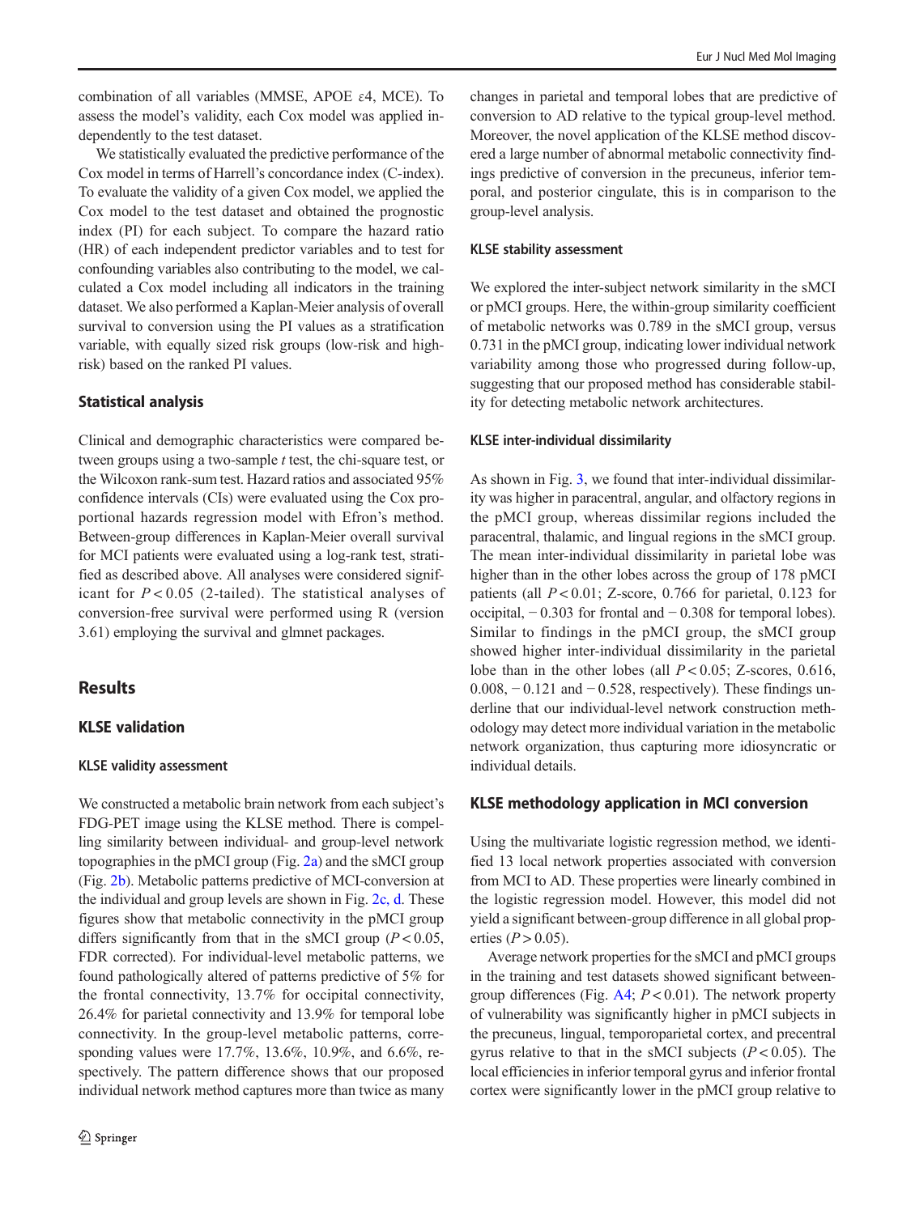combination of all variables (MMSE, APOE ε4, MCE). To assess the model's validity, each Cox model was applied independently to the test dataset.

We statistically evaluated the predictive performance of the Cox model in terms of Harrell's concordance index (C-index). To evaluate the validity of a given Cox model, we applied the Cox model to the test dataset and obtained the prognostic index (PI) for each subject. To compare the hazard ratio (HR) of each independent predictor variables and to test for confounding variables also contributing to the model, we calculated a Cox model including all indicators in the training dataset. We also performed a Kaplan-Meier analysis of overall survival to conversion using the PI values as a stratification variable, with equally sized risk groups (low-risk and high-risk) based on the ranked PI values.

### Statistical analysis

Clinical and demographic characteristics were compared between groups using a two-sample *t* test, the chi-square test, or the Wilcoxon rank-sum test. Hazard ratios and associated 95% confidence intervals (CIs) were evaluated using the Cox proportional hazards regression model with Efron's method. Between-group differences in Kaplan-Meier overall survival for MCI patients were evaluated using a log-rank test, stratified as described above. All analyses were considered significant for $P < 0.05$ (2-tailed). The statistical analyses of conversion-free survival were performed using R (version 3.61) employing the survival and glmnet packages.

## Results

### KLSE validation

#### KLSE validity assessment

We constructed a metabolic brain network from each subject's FDG-PET image using the KLSE method. There is compelling similarity between individual- and group-level network topographies in the pMCI group (Fig. 2a) and the sMCI group (Fig. 2b). Metabolic patterns predictive of MCI-conversion at the individual and group levels are shown in Fig. 2c, d. These figures show that metabolic connectivity in the pMCI group differs significantly from that in the sMCI group ($P < 0.05$, FDR corrected). For individual-level metabolic patterns, we found pathologically altered of patterns predictive of 5% for the frontal connectivity, 13.7% for occipital connectivity, 26.4% for parietal connectivity and 13.9% for temporal lobe connectivity. In the group-level metabolic patterns, corresponding values were 17.7%, 13.6%, 10.9%, and 6.6%, respectively. The pattern difference shows that our proposed individual network method captures more than twice as many changes in parietal and temporal lobes that are predictive of conversion to AD relative to the typical group-level method. Moreover, the novel application of the KLSE method discovered a large number of abnormal metabolic connectivity findings predictive of conversion in the precuneus, inferior temporal, and posterior cingulate, this is in comparison to the group-level analysis.

#### KLSE stability assessment

We explored the inter-subject network similarity in the sMCI or pMCI groups. Here, the within-group similarity coefficient of metabolic networks was 0.789 in the sMCI group, versus 0.731 in the pMCI group, indicating lower individual network variability among those who progressed during follow-up, suggesting that our proposed method has considerable stability for detecting metabolic network architectures.

#### KLSE inter-individual dissimilarity

As shown in Fig. 3, we found that inter-individual dissimilarity was higher in paracentral, angular, and olfactory regions in the pMCI group, whereas dissimilar regions included the paracentral, thalamic, and lingual regions in the sMCI group. The mean inter-individual dissimilarity in parietal lobe was higher than in the other lobes across the group of 178 pMCI patients (all $P < 0.01$; Z-score, 0.766 for parietal, 0.123 for occipital, − 0.303 for frontal and − 0.308 for temporal lobes). Similar to findings in the pMCI group, the sMCI group showed higher inter-individual dissimilarity in the parietal lobe than in the other lobes (all $P < 0.05$; Z-scores, 0.616, 0.008, − 0.121 and − 0.528, respectively). These findings underline that our individual-level network construction methodology may detect more individual variation in the metabolic network organization, thus capturing more idiosyncratic or individual details.

### KLSE methodology application in MCI conversion

Using the multivariate logistic regression method, we identified 13 local network properties associated with conversion from MCI to AD. These properties were linearly combined in the logistic regression model. However, this model did not yield a significant between-group difference in all global properties ($P > 0.05$).

Average network properties for the sMCI and pMCI groups in the training and test datasets showed significant between-group differences (Fig. A4; $P < 0.01$). The network property of vulnerability was significantly higher in pMCI subjects in the precuneus, lingual, temporoparietal cortex, and precentral gyrus relative to that in the sMCI subjects ($P < 0.05$). The local efficiencies in inferior temporal gyrus and inferior frontal cortex were significantly lower in the pMCI group relative to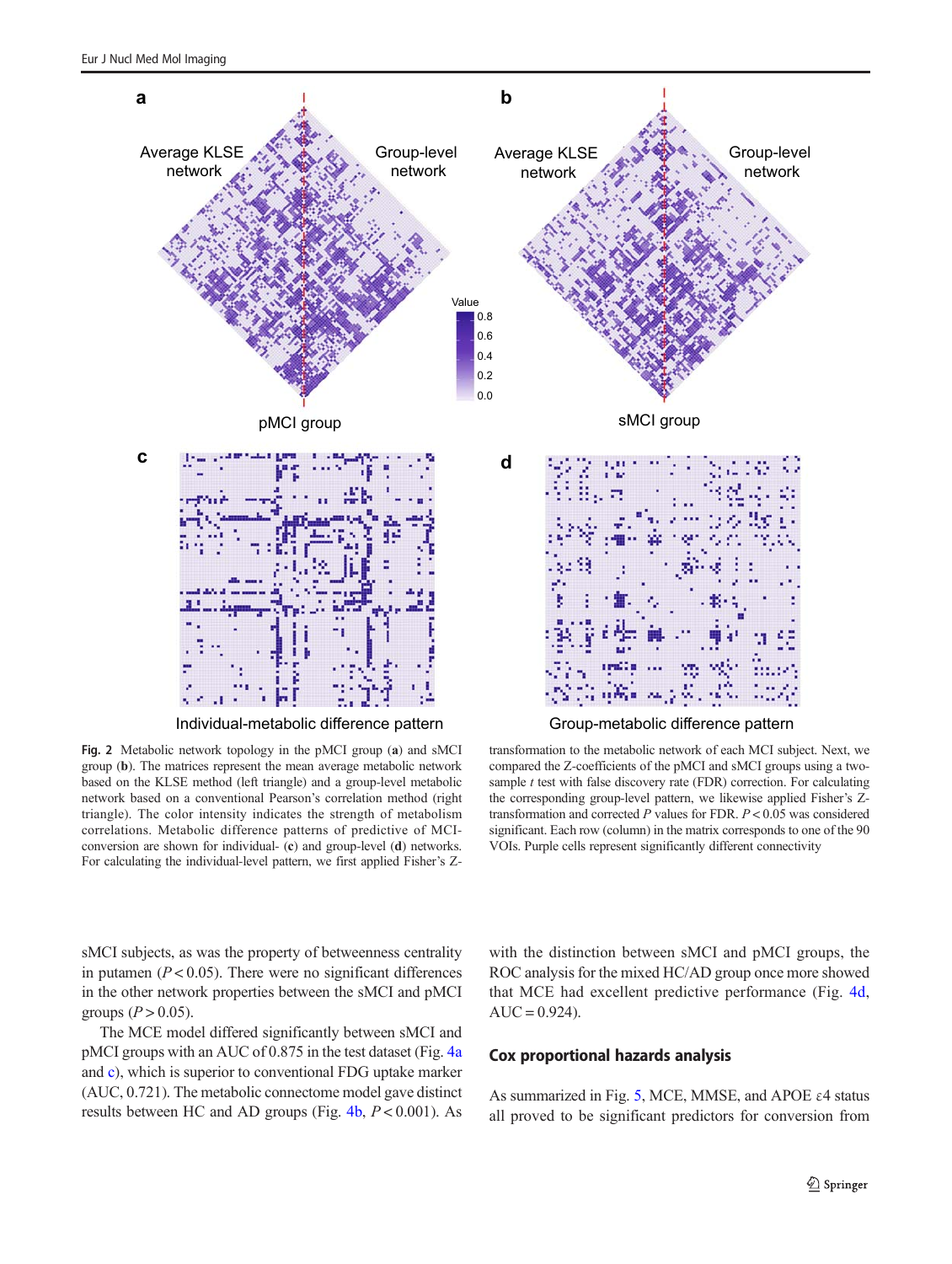**Fig. 2** Metabolic network topology in the pMCI group (**a**) and sMCI group (**b**). The matrices represent the mean average metabolic network based on the KLSE method (left triangle) and a group-level metabolic network based on a conventional Pearson's correlation method (right triangle). The color intensity indicates the strength of metabolism correlations. Metabolic difference patterns of predictive of MCI-conversion are shown for individual- (**c**) and group-level (**d**) networks. For calculating the individual-level pattern, we first applied Fisher's Z-transformation to the metabolic network of each MCI subject. Next, we compared the Z-coefficients of the pMCI and sMCI groups using a two-sample *t* test with false discovery rate (FDR) correction. For calculating the corresponding group-level pattern, we likewise applied Fisher's Z-transformation and corrected *P* values for FDR. $P < 0.05$ was considered significant. Each row (column) in the matrix corresponds to one of the 90 VOIs. Purple cells represent significantly different connectivity

sMCI subjects, as was the property of betweenness centrality in putamen ($P < 0.05$). There were no significant differences in the other network properties between the sMCI and pMCI groups ($P > 0.05$).

The MCE model differed significantly between sMCI and pMCI groups with an AUC of 0.875 in the test dataset (Fig. 4a and c), which is superior to conventional FDG uptake marker (AUC, 0.721). The metabolic connectome model gave distinct results between HC and AD groups (Fig. 4b, $P < 0.001$). As with the distinction between sMCI and pMCI groups, the ROC analysis for the mixed HC/AD group once more showed that MCE had excellent predictive performance (Fig. 4d, AUC = 0.924).

## Cox proportional hazards analysis

As summarized in Fig. 5, MCE, MMSE, and APOE ε4 status all proved to be significant predictors for conversion from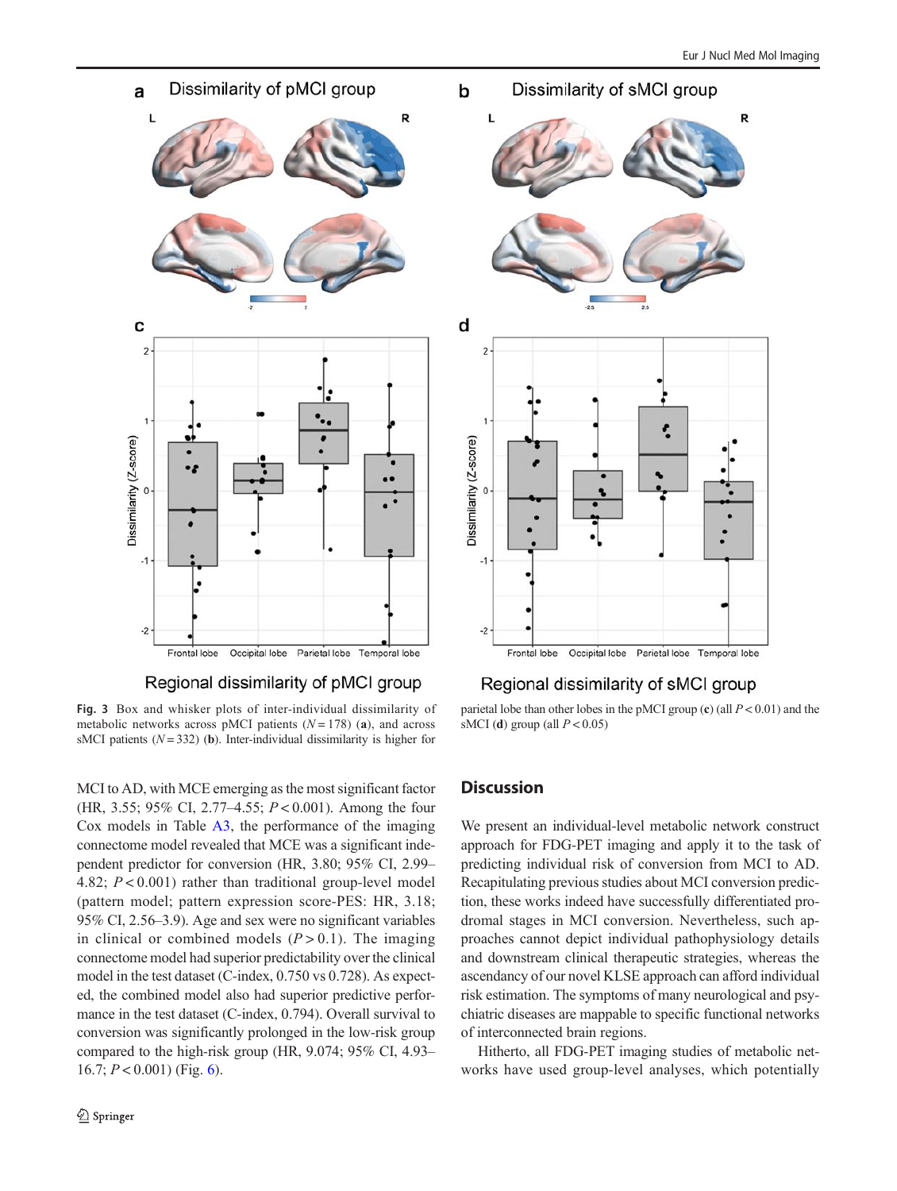Fig. 3 Box and whisker plots of inter-individual dissimilarity of metabolic networks across pMCI patients ($N = 178$) (**a**), and across sMCI patients ($N = 332$) (**b**). Inter-individual dissimilarity is higher for parietal lobe than other lobes in the pMCI group (**c**) (all $P < 0.01$) and the sMCI (**d**) group (all $P < 0.05$)

MCI to AD, with MCE emerging as the most significant factor (HR, 3.55; 95% CI, 2.77–4.55; $P < 0.001$). Among the four Cox models in Table A3, the performance of the imaging connectome model revealed that MCE was a significant independent predictor for conversion (HR, 3.80; 95% CI, 2.99–4.82; $P < 0.001$) rather than traditional group-level model (pattern model; pattern expression score-PES: HR, 3.18; 95% CI, 2.56–3.9). Age and sex were no significant variables in clinical or combined models ($P > 0.1$). The imaging connectome model had superior predictability over the clinical model in the test dataset (C-index, 0.750 vs 0.728). As expected, the combined model also had superior predictive performance in the test dataset (C-index, 0.794). Overall survival to conversion was significantly prolonged in the low-risk group compared to the high-risk group (HR, 9.074; 95% CI, 4.93–16.7; $P < 0.001$) (Fig. 6).

## Discussion

We present an individual-level metabolic network construct approach for FDG-PET imaging and apply it to the task of predicting individual risk of conversion from MCI to AD. Recapitulating previous studies about MCI conversion prediction, these works indeed have successfully differentiated prodromal stages in MCI conversion. Nevertheless, such approaches cannot depict individual pathophysiology details and downstream clinical therapeutic strategies, whereas the ascendancy of our novel KLSE approach can afford individual risk estimation. The symptoms of many neurological and psychiatric diseases are mappable to specific functional networks of interconnected brain regions.

Hitherto, all FDG-PET imaging studies of metabolic networks have used group-level analyses, which potentially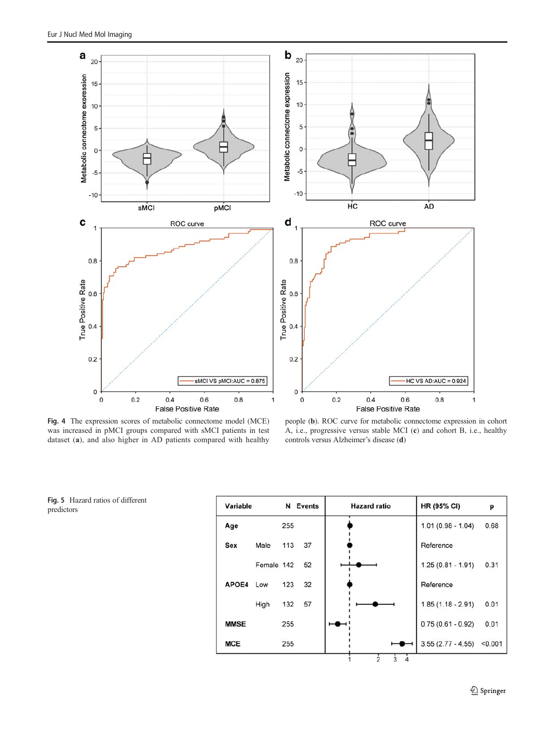**Fig. 4** The expression scores of metabolic connectome model (MCE) was increased in pMCI groups compared with sMCI patients in test dataset (**a**), and also higher in AD patients compared with healthy people (**b**). ROC curve for metabolic connectome expression in cohort A, i.e., progressive versus stable MCI (**c**) and cohort B, i.e., healthy controls versus Alzheimer's disease (**d**)

**Fig. 5** Hazard ratios of different predictors

| Variable | | N | Events | HR (95% CI) | p |
|---|---|---|---|---|---|
| Age | | 255 | | 1.01 (0.98 - 1.04) | 0.68 |
| Sex | Male | 113 | 37 | Reference | |
| | Female | 142 | 52 | 1.25 (0.81 - 1.91) | 0.31 |
| APOE4 | Low | 123 | 32 | Reference | |
| | High | 132 | 57 | 1.85 (1.18 - 2.91) | 0.01 |
| MMSE | | 255 | | 0.75 (0.61 - 0.92) | 0.01 |
| MCE | | 255 | | 3.55 (2.77 - 4.55) | <0.001 |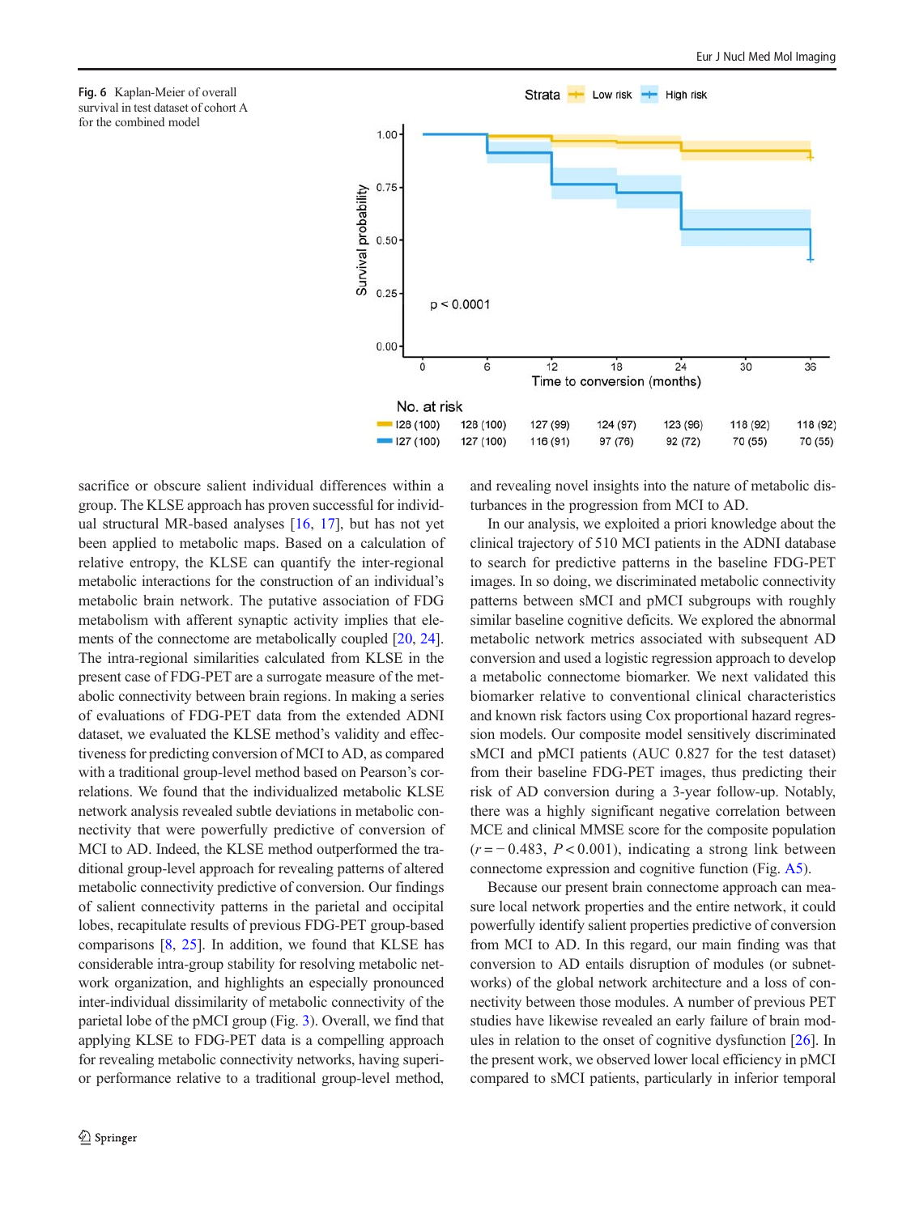**Fig. 6** Kaplan-Meier of overall survival in test dataset of cohort A for the combined model

sacrifice or obscure salient individual differences within a group. The KLSE approach has proven successful for individual structural MR-based analyses [16, 17], but has not yet been applied to metabolic maps. Based on a calculation of relative entropy, the KLSE can quantify the inter-regional metabolic interactions for the construction of an individual's metabolic brain network. The putative association of FDG metabolism with afferent synaptic activity implies that elements of the connectome are metabolically coupled [20, 24]. The intra-regional similarities calculated from KLSE in the present case of FDG-PET are a surrogate measure of the metabolic connectivity between brain regions. In making a series of evaluations of FDG-PET data from the extended ADNI dataset, we evaluated the KLSE method's validity and effectiveness for predicting conversion of MCI to AD, as compared with a traditional group-level method based on Pearson's correlations. We found that the individualized metabolic KLSE network analysis revealed subtle deviations in metabolic connectivity that were powerfully predictive of conversion of MCI to AD. Indeed, the KLSE method outperformed the traditional group-level approach for revealing patterns of altered metabolic connectivity predictive of conversion. Our findings of salient connectivity patterns in the parietal and occipital lobes, recapitulate results of previous FDG-PET group-based comparisons [8, 25]. In addition, we found that KLSE has considerable intra-group stability for resolving metabolic network organization, and highlights an especially pronounced inter-individual dissimilarity of metabolic connectivity of the parietal lobe of the pMCI group (Fig. 3). Overall, we find that applying KLSE to FDG-PET data is a compelling approach for revealing metabolic connectivity networks, having superior performance relative to a traditional group-level method, and revealing novel insights into the nature of metabolic disturbances in the progression from MCI to AD.

In our analysis, we exploited a priori knowledge about the clinical trajectory of 510 MCI patients in the ADNI database to search for predictive patterns in the baseline FDG-PET images. In so doing, we discriminated metabolic connectivity patterns between sMCI and pMCI subgroups with roughly similar baseline cognitive deficits. We explored the abnormal metabolic network metrics associated with subsequent AD conversion and used a logistic regression approach to develop a metabolic connectome biomarker. We next validated this biomarker relative to conventional clinical characteristics and known risk factors using Cox proportional hazard regression models. Our composite model sensitively discriminated sMCI and pMCI patients (AUC 0.827 for the test dataset) from their baseline FDG-PET images, thus predicting their risk of AD conversion during a 3-year follow-up. Notably, there was a highly significant negative correlation between MCE and clinical MMSE score for the composite population ($r = -0.483$, $P < 0.001$), indicating a strong link between connectome expression and cognitive function (Fig. A5).

Because our present brain connectome approach can measure local network properties and the entire network, it could powerfully identify salient properties predictive of conversion from MCI to AD. In this regard, our main finding was that conversion to AD entails disruption of modules (or subnetworks) of the global network architecture and a loss of connectivity between those modules. A number of previous PET studies have likewise revealed an early failure of brain modules in relation to the onset of cognitive dysfunction [26]. In the present work, we observed lower local efficiency in pMCI compared to sMCI patients, particularly in inferior temporal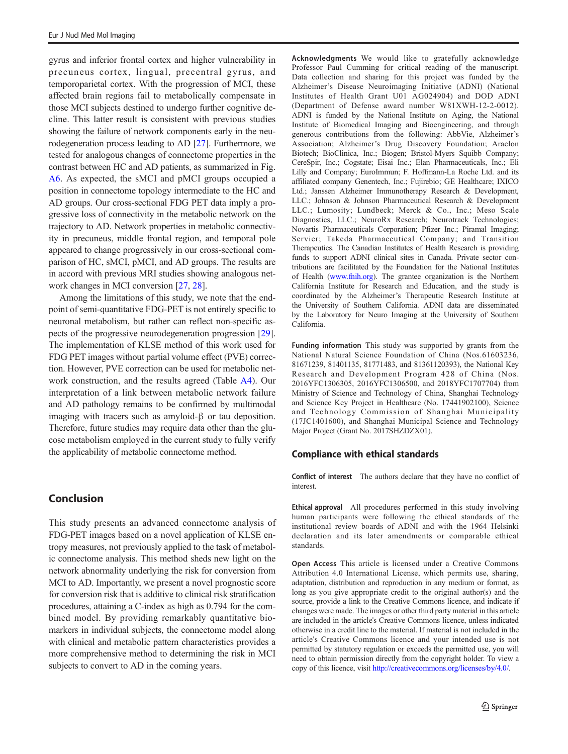gyrus and inferior frontal cortex and higher vulnerability in precuneus cortex, lingual, precentral gyrus, and temporoparietal cortex. With the progression of MCI, these affected brain regions fail to metabolically compensate in those MCI subjects destined to undergo further cognitive decline. This latter result is consistent with previous studies showing the failure of network components early in the neurodegeneration process leading to AD [27]. Furthermore, we tested for analogous changes of connectome properties in the contrast between HC and AD patients, as summarized in Fig. A6. As expected, the sMCI and pMCI groups occupied a position in connectome topology intermediate to the HC and AD groups. Our cross-sectional FDG PET data imply a progressive loss of connectivity in the metabolic network on the trajectory to AD. Network properties in metabolic connectivity in precuneus, middle frontal region, and temporal pole appeared to change progressively in our cross-sectional comparison of HC, sMCI, pMCI, and AD groups. The results are in accord with previous MRI studies showing analogous network changes in MCI conversion [27, 28].

Among the limitations of this study, we note that the endpoint of semi-quantitative FDG-PET is not entirely specific to neuronal metabolism, but rather can reflect non-specific aspects of the progressive neurodegeneration progression [29]. The implementation of KLSE method of this work used for FDG PET images without partial volume effect (PVE) correction. However, PVE correction can be used for metabolic network construction, and the results agreed (Table A4). Our interpretation of a link between metabolic network failure and AD pathology remains to be confirmed by multimodal imaging with tracers such as amyloid-β or tau deposition. Therefore, future studies may require data other than the glucose metabolism employed in the current study to fully verify the applicability of metabolic connectome method.

## Conclusion

This study presents an advanced connectome analysis of FDG-PET images based on a novel application of KLSE entropy measures, not previously applied to the task of metabolic connectome analysis. This method sheds new light on the network abnormality underlying the risk for conversion from MCI to AD. Importantly, we present a novel prognostic score for conversion risk that is additive to clinical risk stratification procedures, attaining a C-index as high as 0.794 for the combined model. By providing remarkably quantitative biomarkers in individual subjects, the connectome model along with clinical and metabolic pattern characteristics provides a more comprehensive method to determining the risk in MCI subjects to convert to AD in the coming years.

**Acknowledgments** We would like to gratefully acknowledge Professor Paul Cumming for critical reading of the manuscript. Data collection and sharing for this project was funded by the Alzheimer's Disease Neuroimaging Initiative (ADNI) (National Institutes of Health Grant U01 AG024904) and DOD ADNI (Department of Defense award number W81XWH-12-2-0012). ADNI is funded by the National Institute on Aging, the National Institute of Biomedical Imaging and Bioengineering, and through generous contributions from the following: AbbVie, Alzheimer's Association; Alzheimer's Drug Discovery Foundation; Araclon Biotech; BioClinica, Inc.; Biogen; Bristol-Myers Squibb Company; CereSpir, Inc.; Cogstate; Eisai Inc.; Elan Pharmaceuticals, Inc.; Eli Lilly and Company; EuroImmun; F. Hoffmann-La Roche Ltd. and its affiliated company Genentech, Inc.; Fujirebio; GE Healthcare; IXICO Ltd.; Janssen Alzheimer Immunotherapy Research & Development, LLC.; Johnson & Johnson Pharmaceutical Research & Development LLC.; Lumosity; Lundbeck; Merck & Co., Inc.; Meso Scale Diagnostics, LLC.; NeuroRx Research; Neurotrack Technologies; Novartis Pharmaceuticals Corporation; Pfizer Inc.; Piramal Imaging; Servier; Takeda Pharmaceutical Company; and Transition Therapeutics. The Canadian Institutes of Health Research is providing funds to support ADNI clinical sites in Canada. Private sector contributions are facilitated by the Foundation for the National Institutes of Health (www.fnih.org). The grantee organization is the Northern California Institute for Research and Education, and the study is coordinated by the Alzheimer's Therapeutic Research Institute at the University of Southern California. ADNI data are disseminated by the Laboratory for Neuro Imaging at the University of Southern California.

**Funding information** This study was supported by grants from the National Natural Science Foundation of China (Nos.61603236, 81671239, 81401135, 81771483, and 81361120393), the National Key Research and Development Program 428 of China (Nos. 2016YFC1306305, 2016YFC1306500, and 2018YFC1707704) from Ministry of Science and Technology of China, Shanghai Technology and Science Key Project in Healthcare (No. 17441902100), Science and Technology Commission of Shanghai Municipality (17JC1401600), and Shanghai Municipal Science and Technology Major Project (Grant No. 2017SHZDZX01).

## Compliance with ethical standards

**Conflict of interest** The authors declare that they have no conflict of interest.

**Ethical approval** All procedures performed in this study involving human participants were following the ethical standards of the institutional review boards of ADNI and with the 1964 Helsinki declaration and its later amendments or comparable ethical standards.

**Open Access** This article is licensed under a Creative Commons Attribution 4.0 International License, which permits use, sharing, adaptation, distribution and reproduction in any medium or format, as long as you give appropriate credit to the original author(s) and the source, provide a link to the Creative Commons licence, and indicate if changes were made. The images or other third party material in this article are included in the article's Creative Commons licence, unless indicated otherwise in a credit line to the material. If material is not included in the article's Creative Commons licence and your intended use is not permitted by statutory regulation or exceeds the permitted use, you will need to obtain permission directly from the copyright holder. To view a copy of this licence, visit http://creativecommons.org/licenses/by/4.0/.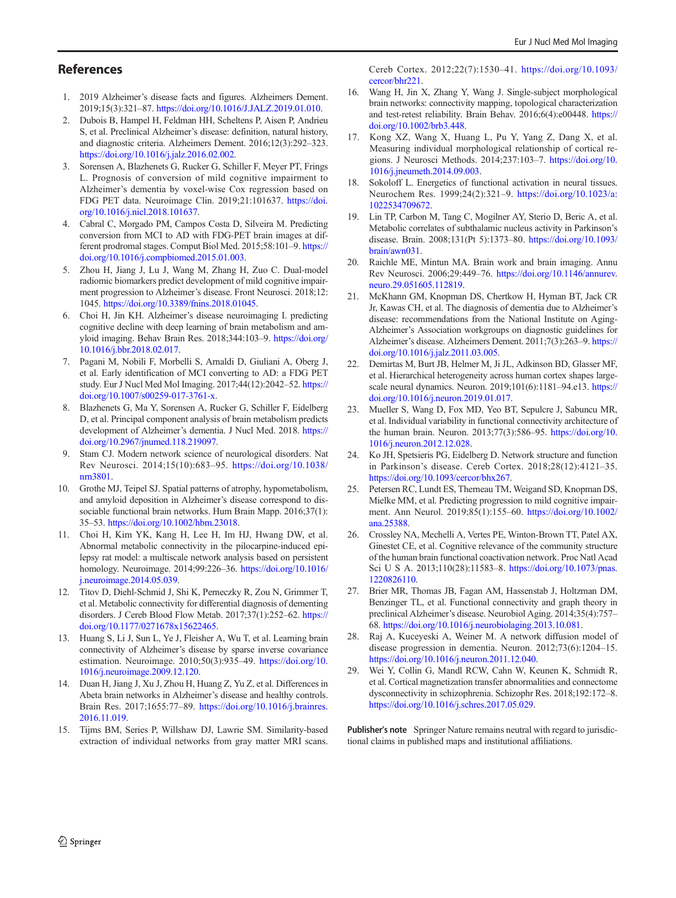## References

1. 2019 Alzheimer's disease facts and figures. Alzheimers Dement. 2019;15(3):321–87. https://doi.org/10.1016/J.JALZ.2019.01.010.
2. Dubois B, Hampel H, Feldman HH, Scheltens P, Aisen P, Andrieu S, et al. Preclinical Alzheimer's disease: definition, natural history, and diagnostic criteria. Alzheimers Dement. 2016;12(3):292–323. https://doi.org/10.1016/j.jalz.2016.02.002.
3. Sorensen A, Blazhenets G, Rucker G, Schiller F, Meyer PT, Frings L. Prognosis of conversion of mild cognitive impairment to Alzheimer's dementia by voxel-wise Cox regression based on FDG PET data. Neuroimage Clin. 2019;21:101637. https://doi.org/10.1016/j.nicl.2018.101637.
4. Cabral C, Morgado PM, Campos Costa D, Silveira M. Predicting conversion from MCI to AD with FDG-PET brain images at different prodromal stages. Comput Biol Med. 2015;58:101–9. https://doi.org/10.1016/j.compbiomed.2015.01.003.
5. Zhou H, Jiang J, Lu J, Wang M, Zhang H, Zuo C. Dual-model radiomic biomarkers predict development of mild cognitive impairment progression to Alzheimer's disease. Front Neurosci. 2018;12:1045. https://doi.org/10.3389/fnins.2018.01045.
6. Choi H, Jin KH. Alzheimer's disease neuroimaging I. predicting cognitive decline with deep learning of brain metabolism and amyloid imaging. Behav Brain Res. 2018;344:103–9. https://doi.org/10.1016/j.bbr.2018.02.017.
7. Pagani M, Nobili F, Morbelli S, Arnaldi D, Giuliani A, Oberg J, et al. Early identification of MCI converting to AD: a FDG PET study. Eur J Nucl Med Mol Imaging. 2017;44(12):2042–52. https://doi.org/10.1007/s00259-017-3761-x.
8. Blazhenets G, Ma Y, Sorensen A, Rucker G, Schiller F, Eidelberg D, et al. Principal component analysis of brain metabolism predicts development of Alzheimer's dementia. J Nucl Med. 2018. https://doi.org/10.2967/jnumed.118.219097.
9. Stam CJ. Modern network science of neurological disorders. Nat Rev Neurosci. 2014;15(10):683–95. https://doi.org/10.1038/nrn3801.
10. Grothe MJ, Teipel SJ. Spatial patterns of atrophy, hypometabolism, and amyloid deposition in Alzheimer's disease correspond to dissociable functional brain networks. Hum Brain Mapp. 2016;37(1):35–53. https://doi.org/10.1002/hbm.23018.
11. Choi H, Kim YK, Kang H, Lee H, Im HJ, Hwang DW, et al. Abnormal metabolic connectivity in the pilocarpine-induced epilepsy rat model: a multiscale network analysis based on persistent homology. Neuroimage. 2014;99:226–36. https://doi.org/10.1016/j.neuroimage.2014.05.039.
12. Titov D, Diehl-Schmid J, Shi K, Perneczky R, Zou N, Grimmer T, et al. Metabolic connectivity for differential diagnosis of dementing disorders. J Cereb Blood Flow Metab. 2017;37(1):252–62. https://doi.org/10.1177/0271678x15622465.
13. Huang S, Li J, Sun L, Ye J, Fleisher A, Wu T, et al. Learning brain connectivity of Alzheimer's disease by sparse inverse covariance estimation. Neuroimage. 2010;50(3):935–49. https://doi.org/10.1016/j.neuroimage.2009.12.120.
14. Duan H, Jiang J, Xu J, Zhou H, Huang Z, Yu Z, et al. Differences in Abeta brain networks in Alzheimer's disease and healthy controls. Brain Res. 2017;1655:77–89. https://doi.org/10.1016/j.brainres.2016.11.019.
15. Tijms BM, Series P, Willshaw DJ, Lawrie SM. Similarity-based extraction of individual networks from gray matter MRI scans. Cereb Cortex. 2012;22(7):1530–41. https://doi.org/10.1093/cercor/bhr221.
16. Wang H, Jin X, Zhang Y, Wang J. Single-subject morphological brain networks: connectivity mapping, topological characterization and test-retest reliability. Brain Behav. 2016;6(4):e00448. https://doi.org/10.1002/brb3.448.
17. Kong XZ, Wang X, Huang L, Pu Y, Yang Z, Dang X, et al. Measuring individual morphological relationship of cortical regions. J Neurosci Methods. 2014;237:103–7. https://doi.org/10.1016/j.jneumeth.2014.09.003.
18. Sokoloff L. Energetics of functional activation in neural tissues. Neurochem Res. 1999;24(2):321–9. https://doi.org/10.1023/a:1022534709672.
19. Lin TP, Carbon M, Tang C, Mogilner AY, Sterio D, Beric A, et al. Metabolic correlates of subthalamic nucleus activity in Parkinson's disease. Brain. 2008;131(Pt 5):1373–80. https://doi.org/10.1093/brain/awn031.
20. Raichle ME, Mintun MA. Brain work and brain imaging. Annu Rev Neurosci. 2006;29:449–76. https://doi.org/10.1146/annurev.neuro.29.051605.112819.
21. McKhann GM, Knopman DS, Chertkow H, Hyman BT, Jack CR Jr, Kawas CH, et al. The diagnosis of dementia due to Alzheimer's disease: recommendations from the National Institute on Aging-Alzheimer's Association workgroups on diagnostic guidelines for Alzheimer's disease. Alzheimers Dement. 2011;7(3):263–9. https://doi.org/10.1016/j.jalz.2011.03.005.
22. Demirtas M, Burt JB, Helmer M, Ji JL, Adkinson BD, Glasser MF, et al. Hierarchical heterogeneity across human cortex shapes large-scale neural dynamics. Neuron. 2019;101(6):1181–94.e13. https://doi.org/10.1016/j.neuron.2019.01.017.
23. Mueller S, Wang D, Fox MD, Yeo BT, Sepulcre J, Sabuncu MR, et al. Individual variability in functional connectivity architecture of the human brain. Neuron. 2013;77(3):586–95. https://doi.org/10.1016/j.neuron.2012.12.028.
24. Ko JH, Spetsieris PG, Eidelberg D. Network structure and function in Parkinson's disease. Cereb Cortex. 2018;28(12):4121–35. https://doi.org/10.1093/cercor/bhx267.
25. Petersen RC, Lundt ES, Therneau TM, Weigand SD, Knopman DS, Mielke MM, et al. Predicting progression to mild cognitive impairment. Ann Neurol. 2019;85(1):155–60. https://doi.org/10.1002/ana.25388.
26. Crossley NA, Mechelli A, Vertes PE, Winton-Brown TT, Patel AX, Ginestet CE, et al. Cognitive relevance of the community structure of the human brain functional coactivation network. Proc Natl Acad Sci U S A. 2013;110(28):11583–8. https://doi.org/10.1073/pnas.1220826110.
27. Brier MR, Thomas JB, Fagan AM, Hassenstab J, Holtzman DM, Benzinger TL, et al. Functional connectivity and graph theory in preclinical Alzheimer's disease. Neurobiol Aging. 2014;35(4):757–68. https://doi.org/10.1016/j.neurobiolaging.2013.10.081.
28. Raj A, Kuceyeski A, Weiner M. A network diffusion model of disease progression in dementia. Neuron. 2012;73(6):1204–15. https://doi.org/10.1016/j.neuron.2011.12.040.
29. Wei Y, Collin G, Mandl RCW, Cahn W, Keunen K, Schmidt R, et al. Cortical magnetization transfer abnormalities and connectome dysconnectivity in schizophrenia. Schizophr Res. 2018;192:172–8. https://doi.org/10.1016/j.schres.2017.05.029.

**Publisher's note** Springer Nature remains neutral with regard to jurisdictional claims in published maps and institutional affiliations.